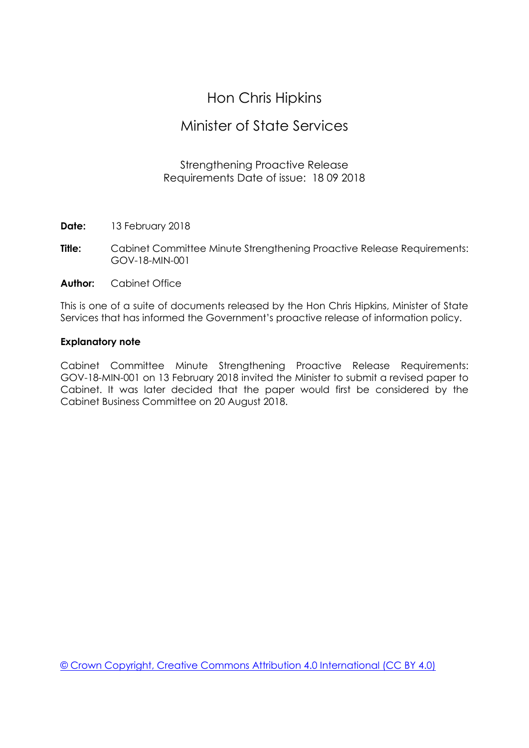# Hon Chris Hipkins

## Minister of State Services

Strengthening Proactive Release Requirements Date of issue: 18 09 2018

**Date:** 13 February 2018

**Title:** Cabinet Committee Minute Strengthening Proactive Release Requirements: GOV-18-MIN-001

**Author:** Cabinet Office

This is one of a suite of documents released by the Hon Chris Hipkins, Minister of State Services that has informed the Government's proactive release of information policy.

**Explanatory note**

Cabinet Committee Minute Strengthening Proactive Release Requirements: GOV-18-MIN-001 on 13 February 2018 invited the Minister to submit a revised paper to Cabinet. It was later decided that the paper would first be considered by the Cabinet Business Committee on 20 August 2018.

© Crown Copyright, Creative Commons Attribution 4.0 International (CC BY 4.0)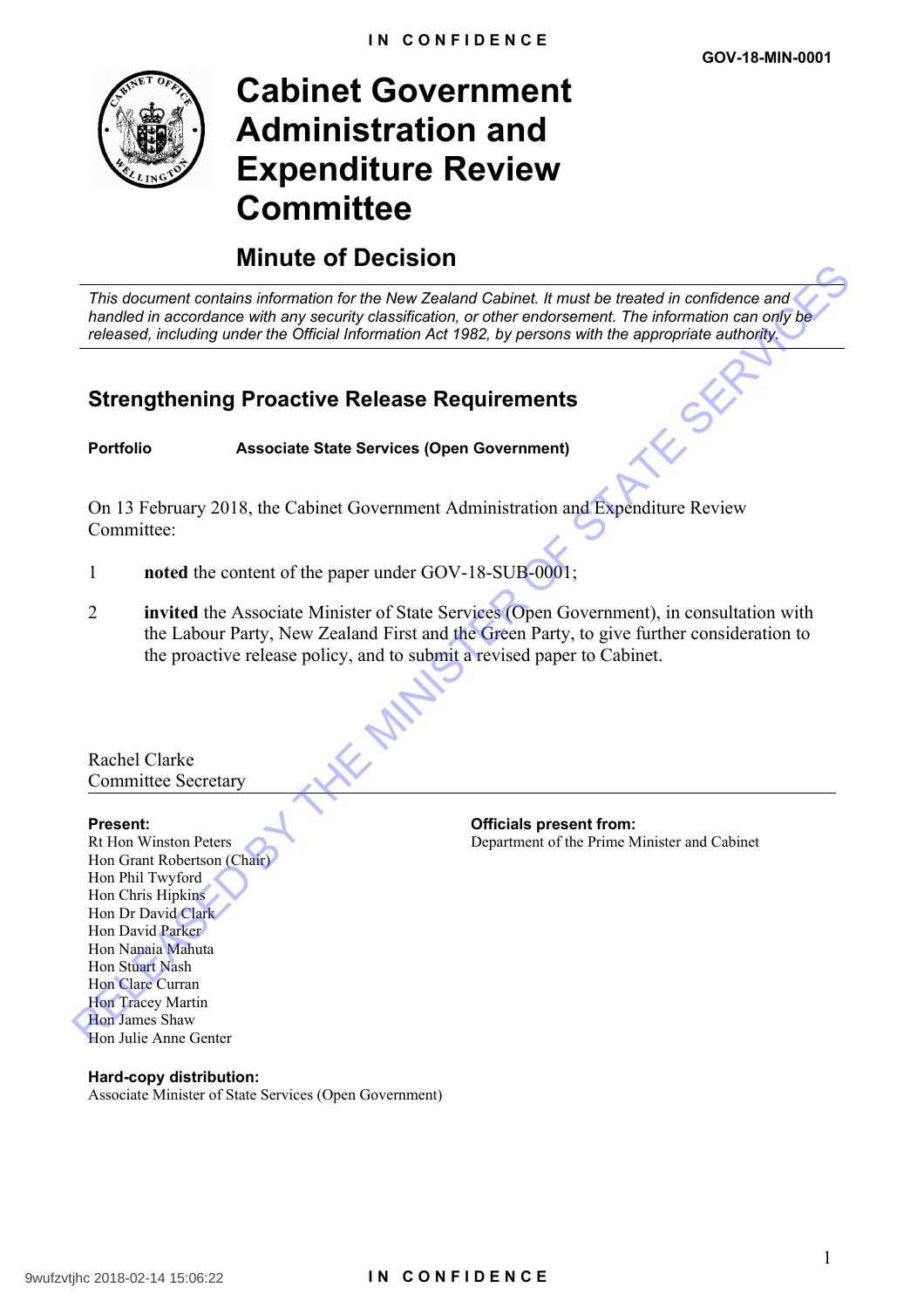IN CONFIDENCE

GOV-18-MIN-0001

# Cabinet Government Administration and Expenditure Review Committee

## Minute of Decision

*This document contains information for the New Zealand Cabinet. It must be treated in confidence and handled in accordance with any security classification, or other endorsement. The information can only be released, including under the Official Information Act 1982, by persons with the appropriate authority.*

RELEASED BY THE MINISTER OF STATE SERVICES

## Strengthening Proactive Release Requirements

**Portfolio** **Associate State Services (Open Government)**

On 13 February 2018, the Cabinet Government Administration and Expenditure Review Committee:

1. **noted** the content of the paper under GOV-18-SUB-0001;

2. **invited** the Associate Minister of State Services (Open Government), in consultation with the Labour Party, New Zealand First and the Green Party, to give further consideration to the proactive release policy, and to submit a revised paper to Cabinet.

Rachel Clarke
Committee Secretary

**Present:**
Rt Hon Winston Peters
Hon Grant Robertson (Chair)
Hon Phil Twyford
Hon Chris Hipkins
Hon Dr David Clark
Hon David Parker
Hon Nanaia Mahuta
Hon Stuart Nash
Hon Clare Curran
Hon Tracey Martin
Hon James Shaw
Hon Julie Anne Genter

**Officials present from:**
Department of the Prime Minister and Cabinet

**Hard-copy distribution:**
Associate Minister of State Services (Open Government)

9wufzvtjhc 2018-02-14 15:06:22

IN CONFIDENCE